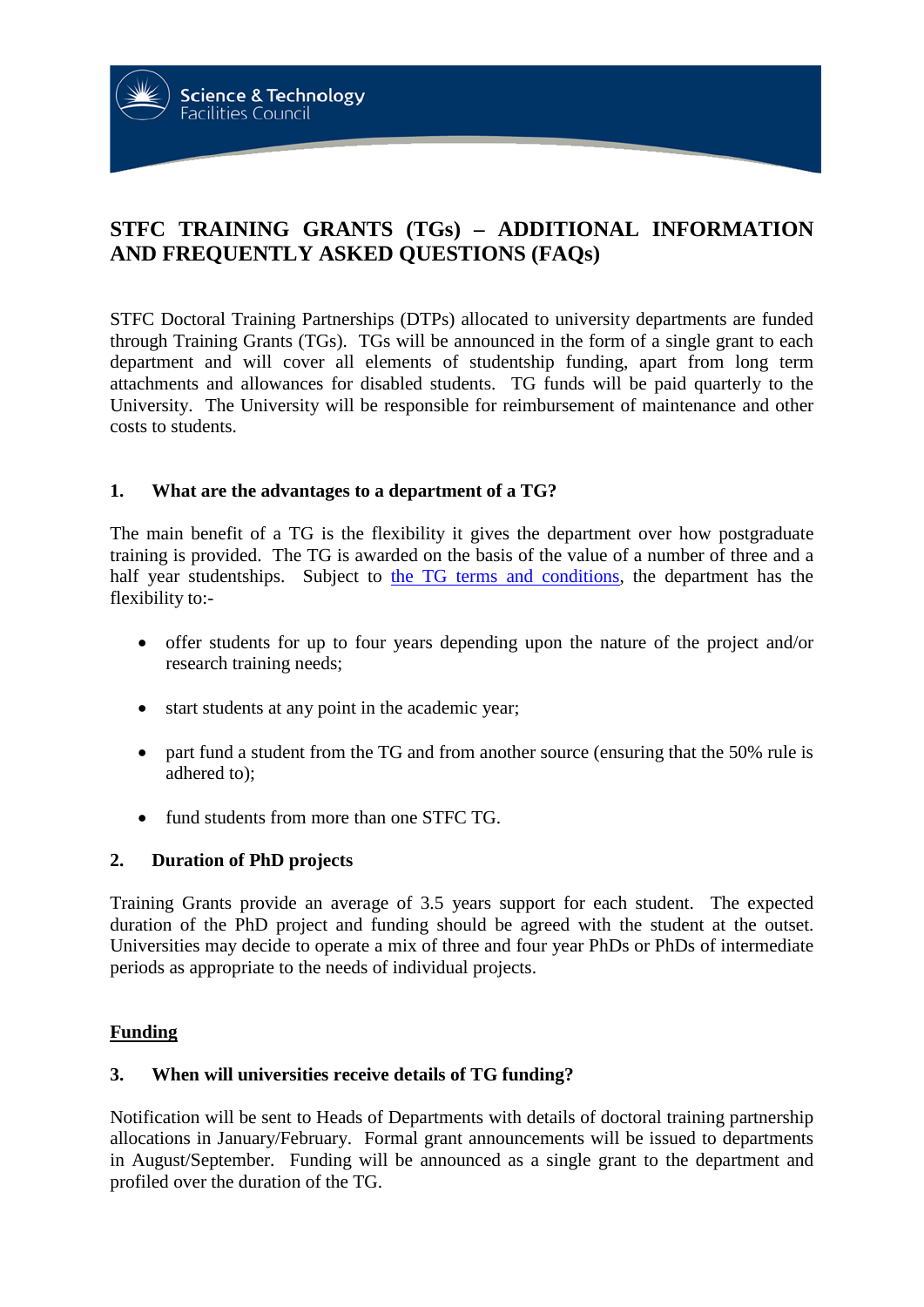# STFC TRAINING GRANTS (TGs) – ADDITIONAL INFORMATION AND FREQUENTLY ASKED QUESTIONS (FAQs)

STFC Doctoral Training Partnerships (DTPs) allocated to university departments are funded through Training Grants (TGs). TGs will be announced in the form of a single grant to each department and will cover all elements of studentship funding, apart from long term attachments and allowances for disabled students. TG funds will be paid quarterly to the University. The University will be responsible for reimbursement of maintenance and other costs to students.

### 1. What are the advantages to a department of a TG?

The main benefit of a TG is the flexibility it gives the department over how postgraduate training is provided. The TG is awarded on the basis of the value of a number of three and a half year studentships. Subject to the TG terms and conditions, the department has the flexibility to:-

- offer students for up to four years depending upon the nature of the project and/or research training needs;
- start students at any point in the academic year;
- part fund a student from the TG and from another source (ensuring that the 50% rule is adhered to);
- fund students from more than one STFC TG.

### 2. Duration of PhD projects

Training Grants provide an average of 3.5 years support for each student. The expected duration of the PhD project and funding should be agreed with the student at the outset. Universities may decide to operate a mix of three and four year PhDs or PhDs of intermediate periods as appropriate to the needs of individual projects.

## Funding

### 3. When will universities receive details of TG funding?

Notification will be sent to Heads of Departments with details of doctoral training partnership allocations in January/February. Formal grant announcements will be issued to departments in August/September. Funding will be announced as a single grant to the department and profiled over the duration of the TG.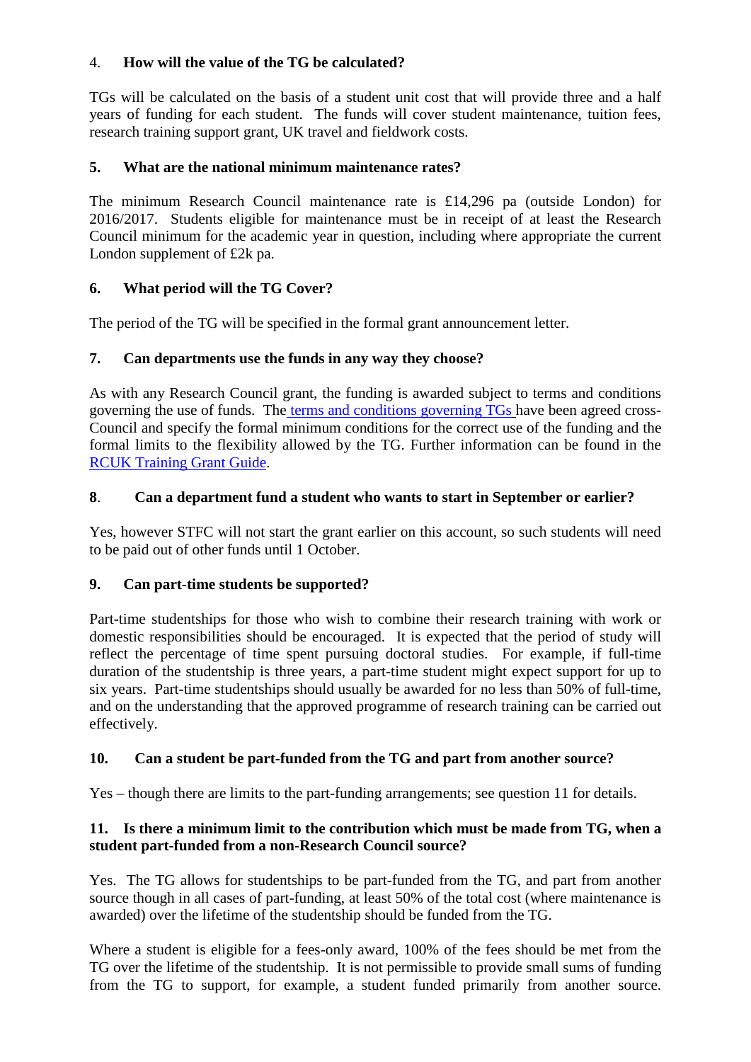4. **How will the value of the TG be calculated?**

TGs will be calculated on the basis of a student unit cost that will provide three and a half years of funding for each student. The funds will cover student maintenance, tuition fees, research training support grant, UK travel and fieldwork costs.

5. **What are the national minimum maintenance rates?**

The minimum Research Council maintenance rate is £14,296 pa (outside London) for 2016/2017. Students eligible for maintenance must be in receipt of at least the Research Council minimum for the academic year in question, including where appropriate the current London supplement of £2k pa.

6. **What period will the TG Cover?**

The period of the TG will be specified in the formal grant announcement letter.

7. **Can departments use the funds in any way they choose?**

As with any Research Council grant, the funding is awarded subject to terms and conditions governing the use of funds. The terms and conditions governing TGs have been agreed cross-Council and specify the formal minimum conditions for the correct use of the funding and the formal limits to the flexibility allowed by the TG. Further information can be found in the RCUK Training Grant Guide.

8. **Can a department fund a student who wants to start in September or earlier?**

Yes, however STFC will not start the grant earlier on this account, so such students will need to be paid out of other funds until 1 October.

9. **Can part-time students be supported?**

Part-time studentships for those who wish to combine their research training with work or domestic responsibilities should be encouraged. It is expected that the period of study will reflect the percentage of time spent pursuing doctoral studies. For example, if full-time duration of the studentship is three years, a part-time student might expect support for up to six years. Part-time studentships should usually be awarded for no less than 50% of full-time, and on the understanding that the approved programme of research training can be carried out effectively.

10. **Can a student be part-funded from the TG and part from another source?**

Yes – though there are limits to the part-funding arrangements; see question 11 for details.

11. **Is there a minimum limit to the contribution which must be made from TG, when a student part-funded from a non-Research Council source?**

Yes. The TG allows for studentships to be part-funded from the TG, and part from another source though in all cases of part-funding, at least 50% of the total cost (where maintenance is awarded) over the lifetime of the studentship should be funded from the TG.

Where a student is eligible for a fees-only award, 100% of the fees should be met from the TG over the lifetime of the studentship. It is not permissible to provide small sums of funding from the TG to support, for example, a student funded primarily from another source.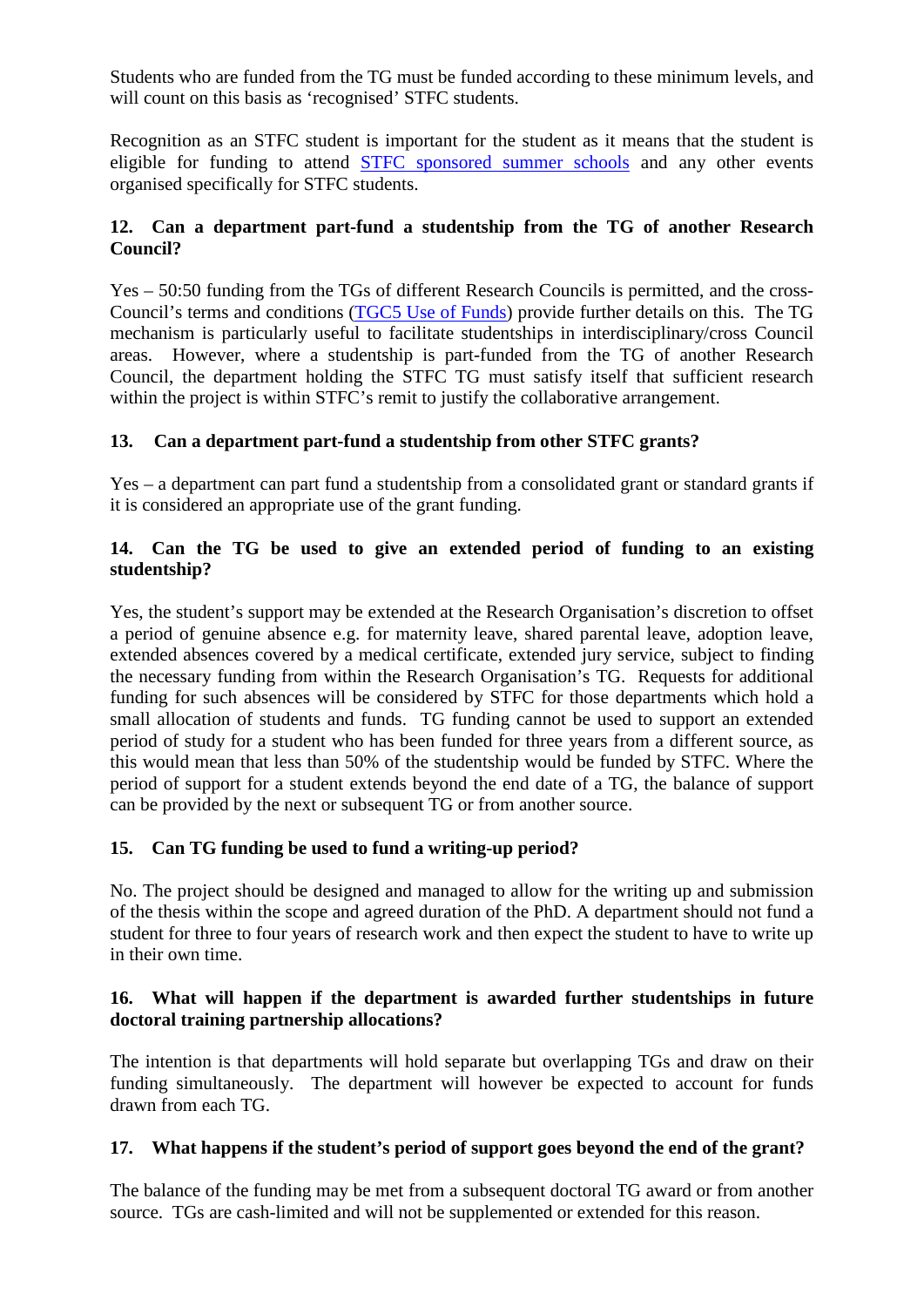Students who are funded from the TG must be funded according to these minimum levels, and will count on this basis as 'recognised' STFC students.

Recognition as an STFC student is important for the student as it means that the student is eligible for funding to attend STFC sponsored summer schools and any other events organised specifically for STFC students.

**12. Can a department part-fund a studentship from the TG of another Research Council?**

Yes – 50:50 funding from the TGs of different Research Councils is permitted, and the cross-Council's terms and conditions (TGC5 Use of Funds) provide further details on this. The TG mechanism is particularly useful to facilitate studentships in interdisciplinary/cross Council areas. However, where a studentship is part-funded from the TG of another Research Council, the department holding the STFC TG must satisfy itself that sufficient research within the project is within STFC's remit to justify the collaborative arrangement.

**13. Can a department part-fund a studentship from other STFC grants?**

Yes – a department can part fund a studentship from a consolidated grant or standard grants if it is considered an appropriate use of the grant funding.

**14. Can the TG be used to give an extended period of funding to an existing studentship?**

Yes, the student's support may be extended at the Research Organisation's discretion to offset a period of genuine absence e.g. for maternity leave, shared parental leave, adoption leave, extended absences covered by a medical certificate, extended jury service, subject to finding the necessary funding from within the Research Organisation's TG. Requests for additional funding for such absences will be considered by STFC for those departments which hold a small allocation of students and funds. TG funding cannot be used to support an extended period of study for a student who has been funded for three years from a different source, as this would mean that less than 50% of the studentship would be funded by STFC. Where the period of support for a student extends beyond the end date of a TG, the balance of support can be provided by the next or subsequent TG or from another source.

**15. Can TG funding be used to fund a writing-up period?**

No. The project should be designed and managed to allow for the writing up and submission of the thesis within the scope and agreed duration of the PhD. A department should not fund a student for three to four years of research work and then expect the student to have to write up in their own time.

**16. What will happen if the department is awarded further studentships in future doctoral training partnership allocations?**

The intention is that departments will hold separate but overlapping TGs and draw on their funding simultaneously. The department will however be expected to account for funds drawn from each TG.

**17. What happens if the student's period of support goes beyond the end of the grant?**

The balance of the funding may be met from a subsequent doctoral TG award or from another source. TGs are cash-limited and will not be supplemented or extended for this reason.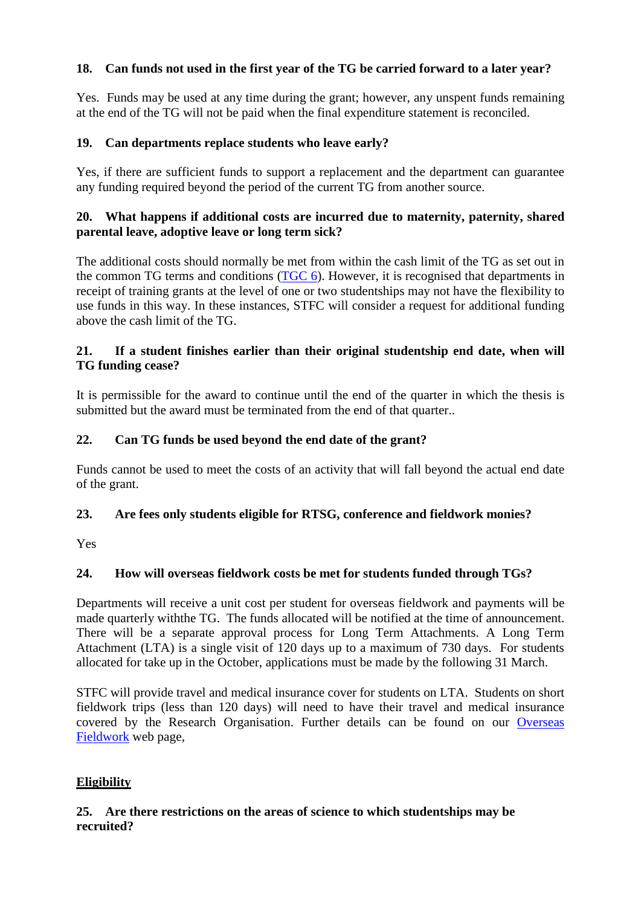**18. Can funds not used in the first year of the TG be carried forward to a later year?**

Yes. Funds may be used at any time during the grant; however, any unspent funds remaining at the end of the TG will not be paid when the final expenditure statement is reconciled.

**19. Can departments replace students who leave early?**

Yes, if there are sufficient funds to support a replacement and the department can guarantee any funding required beyond the period of the current TG from another source.

**20. What happens if additional costs are incurred due to maternity, paternity, shared parental leave, adoptive leave or long term sick?**

The additional costs should normally be met from within the cash limit of the TG as set out in the common TG terms and conditions (TGC 6). However, it is recognised that departments in receipt of training grants at the level of one or two studentships may not have the flexibility to use funds in this way. In these instances, STFC will consider a request for additional funding above the cash limit of the TG.

**21. If a student finishes earlier than their original studentship end date, when will TG funding cease?**

It is permissible for the award to continue until the end of the quarter in which the thesis is submitted but the award must be terminated from the end of that quarter..

**22. Can TG funds be used beyond the end date of the grant?**

Funds cannot be used to meet the costs of an activity that will fall beyond the actual end date of the grant.

**23. Are fees only students eligible for RTSG, conference and fieldwork monies?**

Yes

**24. How will overseas fieldwork costs be met for students funded through TGs?**

Departments will receive a unit cost per student for overseas fieldwork and payments will be made quarterly withthe TG. The funds allocated will be notified at the time of announcement. There will be a separate approval process for Long Term Attachments. A Long Term Attachment (LTA) is a single visit of 120 days up to a maximum of 730 days. For students allocated for take up in the October, applications must be made by the following 31 March.

STFC will provide travel and medical insurance cover for students on LTA. Students on short fieldwork trips (less than 120 days) will need to have their travel and medical insurance covered by the Research Organisation. Further details can be found on our Overseas Fieldwork web page,

## Eligibility

**25. Are there restrictions on the areas of science to which studentships may be recruited?**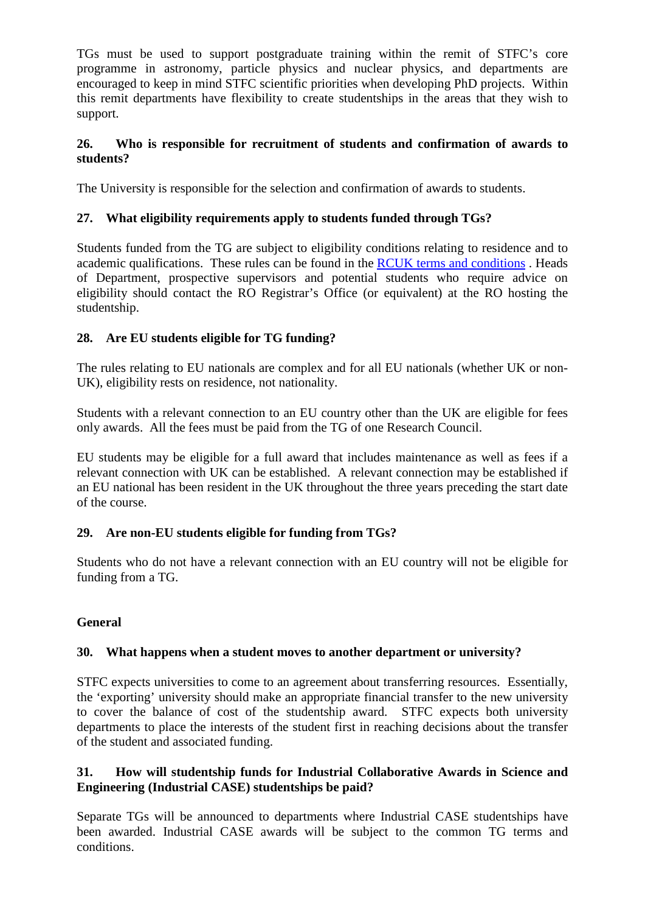TGs must be used to support postgraduate training within the remit of STFC's core programme in astronomy, particle physics and nuclear physics, and departments are encouraged to keep in mind STFC scientific priorities when developing PhD projects. Within this remit departments have flexibility to create studentships in the areas that they wish to support.

### 26. Who is responsible for recruitment of students and confirmation of awards to students?

The University is responsible for the selection and confirmation of awards to students.

### 27. What eligibility requirements apply to students funded through TGs?

Students funded from the TG are subject to eligibility conditions relating to residence and to academic qualifications. These rules can be found in the RCUK terms and conditions . Heads of Department, prospective supervisors and potential students who require advice on eligibility should contact the RO Registrar's Office (or equivalent) at the RO hosting the studentship.

### 28. Are EU students eligible for TG funding?

The rules relating to EU nationals are complex and for all EU nationals (whether UK or non-UK), eligibility rests on residence, not nationality.

Students with a relevant connection to an EU country other than the UK are eligible for fees only awards. All the fees must be paid from the TG of one Research Council.

EU students may be eligible for a full award that includes maintenance as well as fees if a relevant connection with UK can be established. A relevant connection may be established if an EU national has been resident in the UK throughout the three years preceding the start date of the course.

### 29. Are non-EU students eligible for funding from TGs?

Students who do not have a relevant connection with an EU country will not be eligible for funding from a TG.

## General

### 30. What happens when a student moves to another department or university?

STFC expects universities to come to an agreement about transferring resources. Essentially, the 'exporting' university should make an appropriate financial transfer to the new university to cover the balance of cost of the studentship award. STFC expects both university departments to place the interests of the student first in reaching decisions about the transfer of the student and associated funding.

### 31. How will studentship funds for Industrial Collaborative Awards in Science and Engineering (Industrial CASE) studentships be paid?

Separate TGs will be announced to departments where Industrial CASE studentships have been awarded. Industrial CASE awards will be subject to the common TG terms and conditions.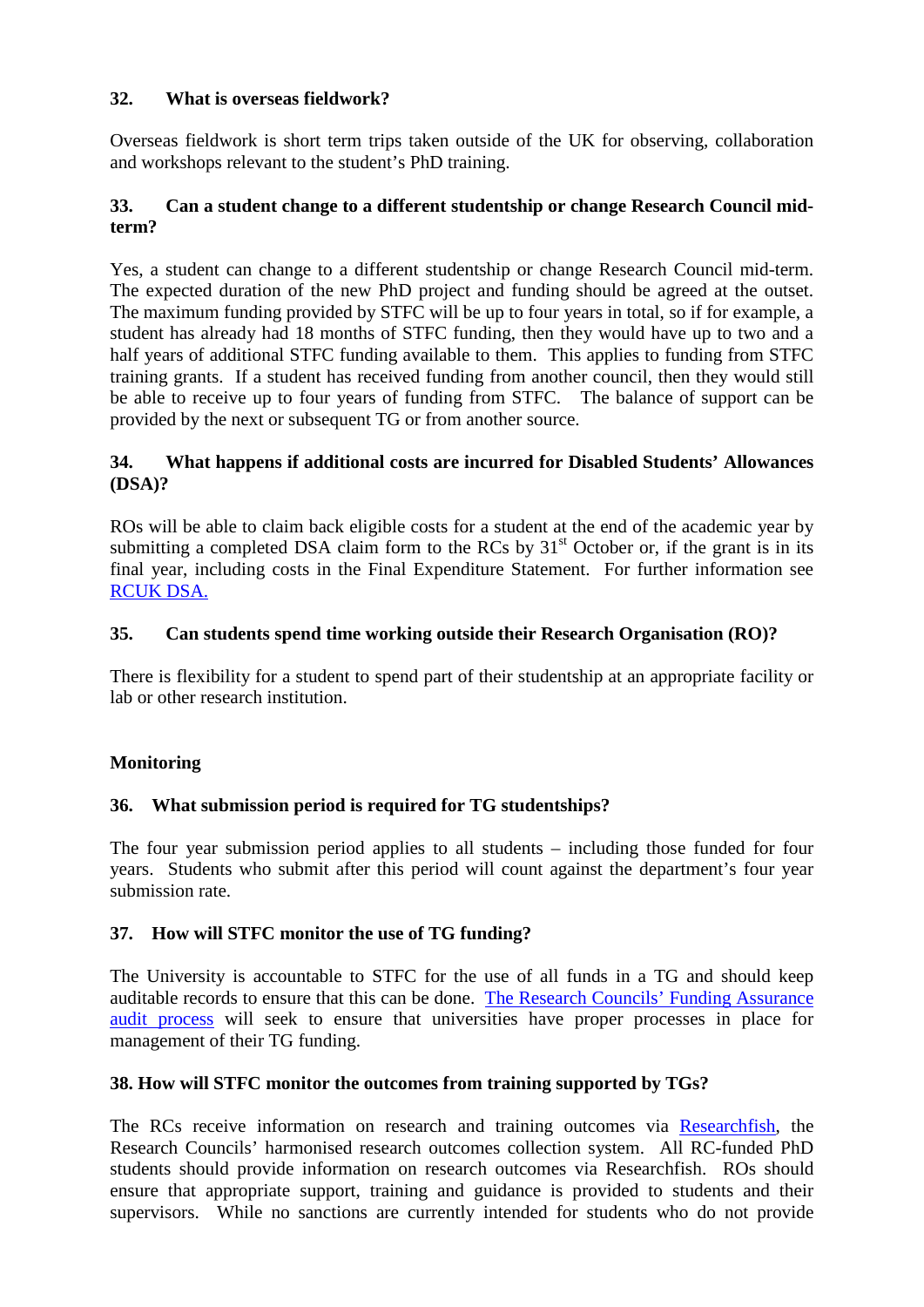**32. What is overseas fieldwork?**

Overseas fieldwork is short term trips taken outside of the UK for observing, collaboration and workshops relevant to the student's PhD training.

**33. Can a student change to a different studentship or change Research Council mid-term?**

Yes, a student can change to a different studentship or change Research Council mid-term. The expected duration of the new PhD project and funding should be agreed at the outset. The maximum funding provided by STFC will be up to four years in total, so if for example, a student has already had 18 months of STFC funding, then they would have up to two and a half years of additional STFC funding available to them. This applies to funding from STFC training grants. If a student has received funding from another council, then they would still be able to receive up to four years of funding from STFC. The balance of support can be provided by the next or subsequent TG or from another source.

**34. What happens if additional costs are incurred for Disabled Students' Allowances (DSA)?**

ROs will be able to claim back eligible costs for a student at the end of the academic year by submitting a completed DSA claim form to the RCs by 31st October or, if the grant is in its final year, including costs in the Final Expenditure Statement. For further information see [RCUK DSA.](#)

**35. Can students spend time working outside their Research Organisation (RO)?**

There is flexibility for a student to spend part of their studentship at an appropriate facility or lab or other research institution.

**Monitoring**

**36. What submission period is required for TG studentships?**

The four year submission period applies to all students – including those funded for four years. Students who submit after this period will count against the department's four year submission rate.

**37. How will STFC monitor the use of TG funding?**

The University is accountable to STFC for the use of all funds in a TG and should keep auditable records to ensure that this can be done. [The Research Councils' Funding Assurance audit process](#) will seek to ensure that universities have proper processes in place for management of their TG funding.

**38. How will STFC monitor the outcomes from training supported by TGs?**

The RCs receive information on research and training outcomes via [Researchfish](#), the Research Councils' harmonised research outcomes collection system. All RC-funded PhD students should provide information on research outcomes via Researchfish. ROs should ensure that appropriate support, training and guidance is provided to students and their supervisors. While no sanctions are currently intended for students who do not provide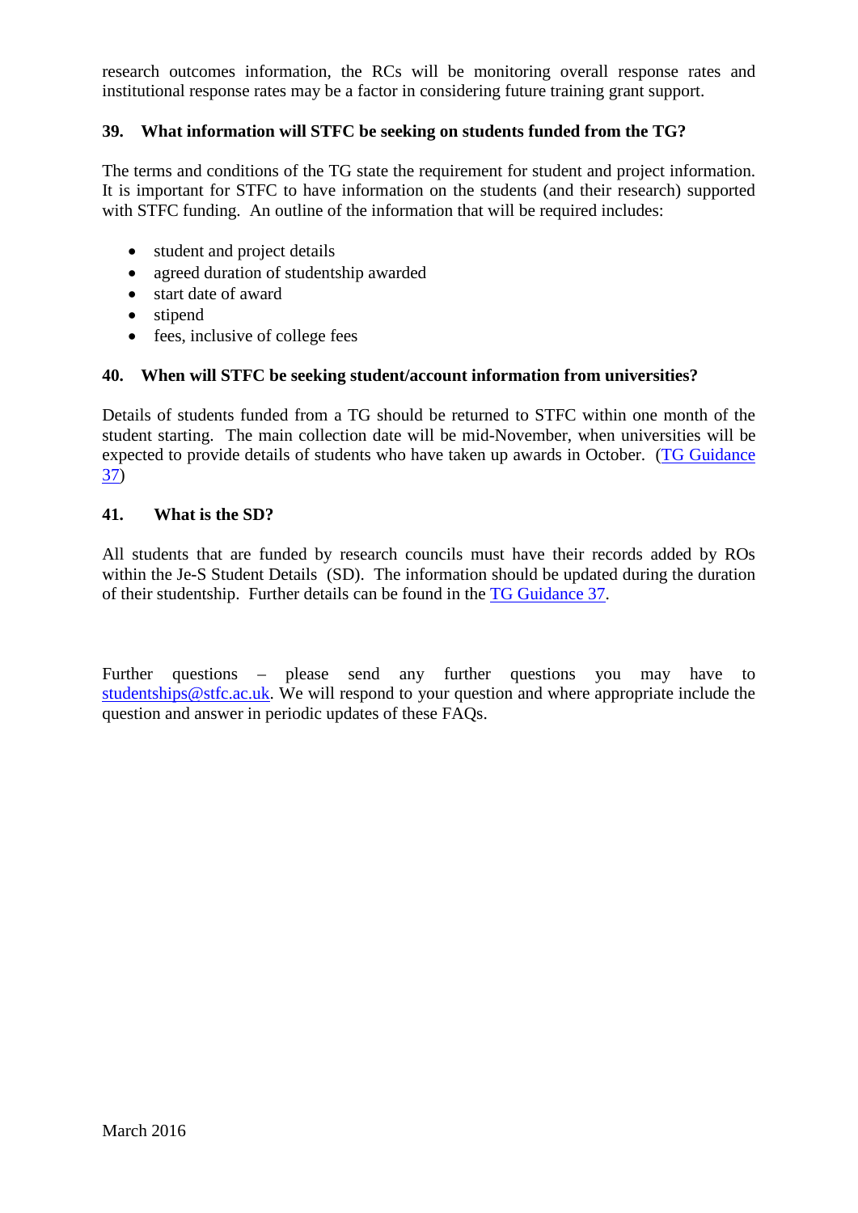research outcomes information, the RCs will be monitoring overall response rates and institutional response rates may be a factor in considering future training grant support.

### 39. What information will STFC be seeking on students funded from the TG?

The terms and conditions of the TG state the requirement for student and project information. It is important for STFC to have information on the students (and their research) supported with STFC funding. An outline of the information that will be required includes:

- student and project details
- agreed duration of studentship awarded
- start date of award
- stipend
- fees, inclusive of college fees

### 40. When will STFC be seeking student/account information from universities?

Details of students funded from a TG should be returned to STFC within one month of the student starting. The main collection date will be mid-November, when universities will be expected to provide details of students who have taken up awards in October. (TG Guidance 37)

### 41. What is the SD?

All students that are funded by research councils must have their records added by ROs within the Je-S Student Details (SD). The information should be updated during the duration of their studentship. Further details can be found in the TG Guidance 37.

Further questions – please send any further questions you may have to studentships@stfc.ac.uk. We will respond to your question and where appropriate include the question and answer in periodic updates of these FAQs.

March 2016